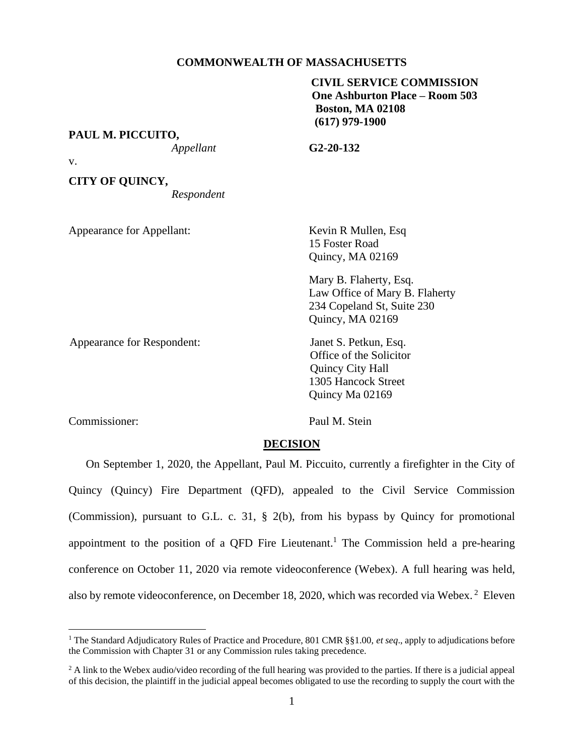**COMMONWEALTH OF MASSACHUSETTS**

**CIVIL SERVICE COMMISSION**
**One Ashburton Place – Room 503**
**Boston, MA 02108**
**(617) 979-1900**

**PAUL M. PICCUITO,**
*Appellant*

**G2-20-132**

v.

**CITY OF QUINCY,**
*Respondent*

Appearance for Appellant:

Kevin R Mullen, Esq
15 Foster Road
Quincy, MA 02169

Mary B. Flaherty, Esq.
Law Office of Mary B. Flaherty
234 Copeland St, Suite 230
Quincy, MA 02169

Appearance for Respondent:

Janet S. Petkun, Esq.
Office of the Solicitor
Quincy City Hall
1305 Hancock Street
Quincy Ma 02169

Commissioner: Paul M. Stein

## DECISION

On September 1, 2020, the Appellant, Paul M. Piccuito, currently a firefighter in the City of Quincy (Quincy) Fire Department (QFD), appealed to the Civil Service Commission (Commission), pursuant to G.L. c. 31, § 2(b), from his bypass by Quincy for promotional appointment to the position of a QFD Fire Lieutenant.[1] The Commission held a pre-hearing conference on October 11, 2020 via remote videoconference (Webex). A full hearing was held, also by remote videoconference, on December 18, 2020, which was recorded via Webex.[2] Eleven

---

[1] The Standard Adjudicatory Rules of Practice and Procedure, 801 CMR §§1.00, *et seq*., apply to adjudications before the Commission with Chapter 31 or any Commission rules taking precedence.

[2] A link to the Webex audio/video recording of the full hearing was provided to the parties. If there is a judicial appeal of this decision, the plaintiff in the judicial appeal becomes obligated to use the recording to supply the court with the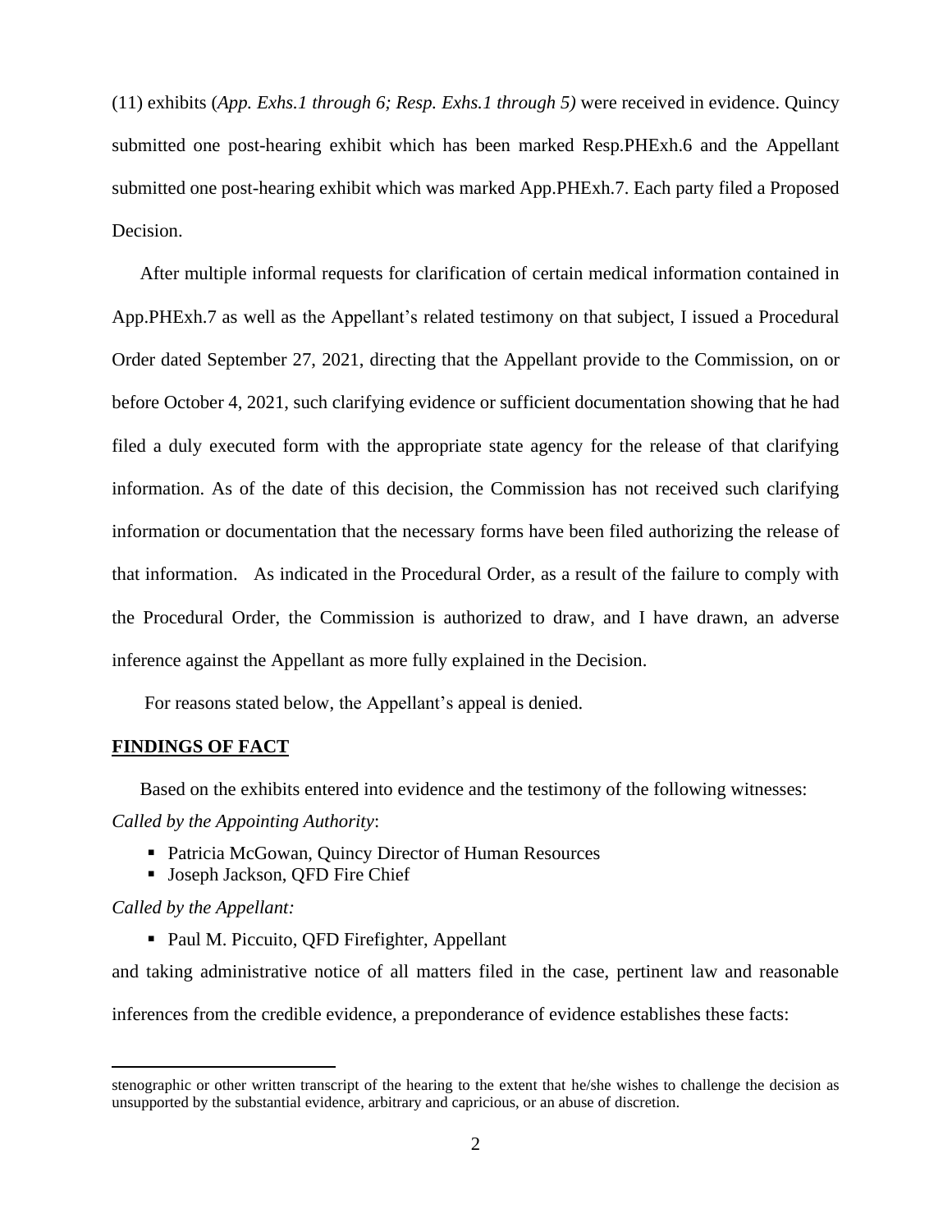(11) exhibits (*App. Exhs.1 through 6; Resp. Exhs.1 through 5)* were received in evidence. Quincy submitted one post-hearing exhibit which has been marked Resp.PHExh.6 and the Appellant submitted one post-hearing exhibit which was marked App.PHExh.7. Each party filed a Proposed Decision.

After multiple informal requests for clarification of certain medical information contained in App.PHExh.7 as well as the Appellant's related testimony on that subject, I issued a Procedural Order dated September 27, 2021, directing that the Appellant provide to the Commission, on or before October 4, 2021, such clarifying evidence or sufficient documentation showing that he had filed a duly executed form with the appropriate state agency for the release of that clarifying information. As of the date of this decision, the Commission has not received such clarifying information or documentation that the necessary forms have been filed authorizing the release of that information. As indicated in the Procedural Order, as a result of the failure to comply with the Procedural Order, the Commission is authorized to draw, and I have drawn, an adverse inference against the Appellant as more fully explained in the Decision.

For reasons stated below, the Appellant's appeal is denied.

## FINDINGS OF FACT

Based on the exhibits entered into evidence and the testimony of the following witnesses:

*Called by the Appointing Authority*:

- Patricia McGowan, Quincy Director of Human Resources
- Joseph Jackson, QFD Fire Chief

*Called by the Appellant:*

- Paul M. Piccuito, QFD Firefighter, Appellant

and taking administrative notice of all matters filed in the case, pertinent law and reasonable inferences from the credible evidence, a preponderance of evidence establishes these facts:

---

stenographic or other written transcript of the hearing to the extent that he/she wishes to challenge the decision as unsupported by the substantial evidence, arbitrary and capricious, or an abuse of discretion.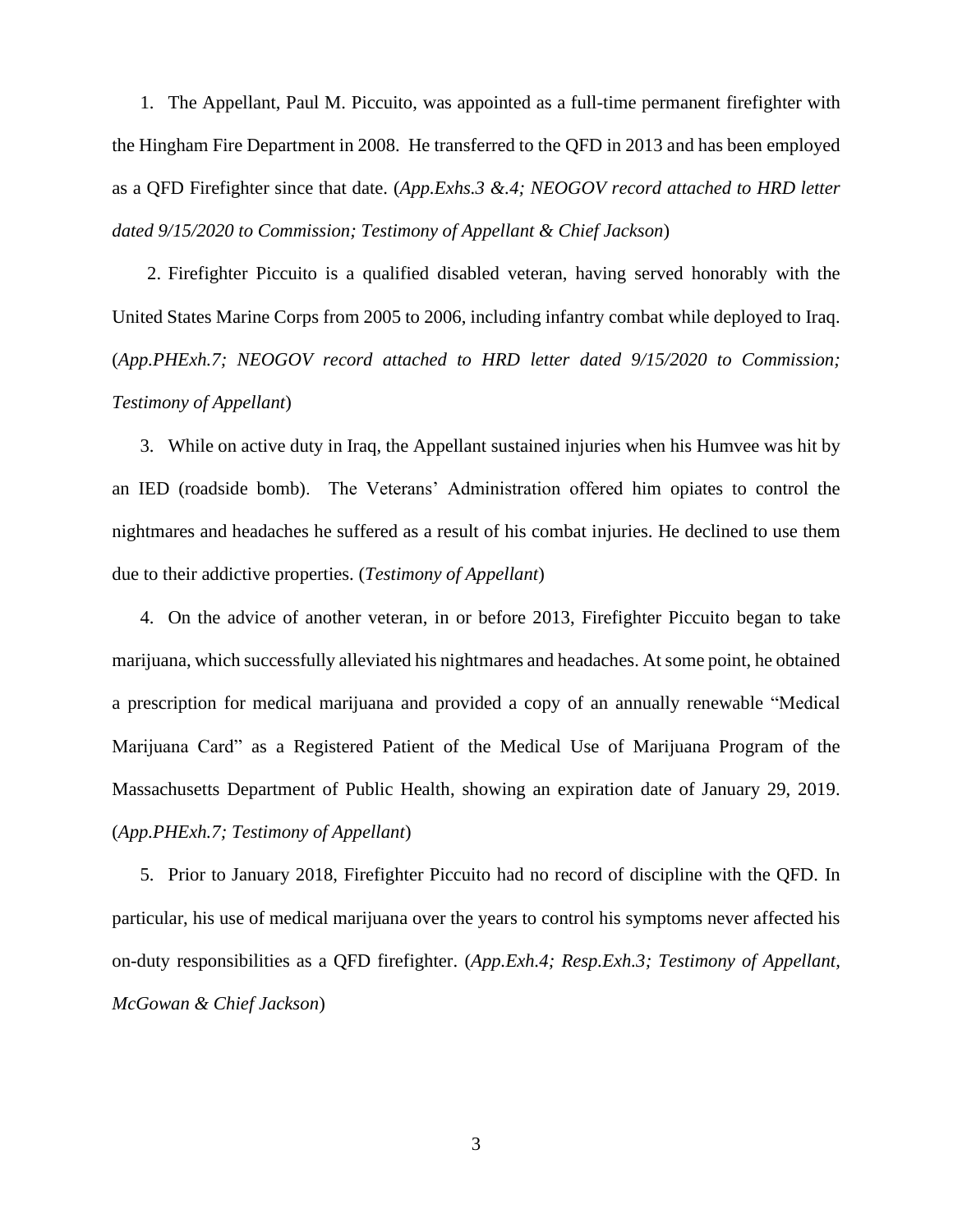1. The Appellant, Paul M. Piccuito, was appointed as a full-time permanent firefighter with the Hingham Fire Department in 2008. He transferred to the QFD in 2013 and has been employed as a QFD Firefighter since that date. (*App.Exhs.3 &.4; NEOGOV record attached to HRD letter dated 9/15/2020 to Commission; Testimony of Appellant & Chief Jackson*)

2. Firefighter Piccuito is a qualified disabled veteran, having served honorably with the United States Marine Corps from 2005 to 2006, including infantry combat while deployed to Iraq. (*App.PHExh.7; NEOGOV record attached to HRD letter dated 9/15/2020 to Commission; Testimony of Appellant*)

3. While on active duty in Iraq, the Appellant sustained injuries when his Humvee was hit by an IED (roadside bomb). The Veterans' Administration offered him opiates to control the nightmares and headaches he suffered as a result of his combat injuries. He declined to use them due to their addictive properties. (*Testimony of Appellant*)

4. On the advice of another veteran, in or before 2013, Firefighter Piccuito began to take marijuana, which successfully alleviated his nightmares and headaches. At some point, he obtained a prescription for medical marijuana and provided a copy of an annually renewable "Medical Marijuana Card" as a Registered Patient of the Medical Use of Marijuana Program of the Massachusetts Department of Public Health, showing an expiration date of January 29, 2019. (*App.PHExh.7; Testimony of Appellant*)

5. Prior to January 2018, Firefighter Piccuito had no record of discipline with the QFD. In particular, his use of medical marijuana over the years to control his symptoms never affected his on-duty responsibilities as a QFD firefighter. (*App.Exh.4; Resp.Exh.3; Testimony of Appellant, McGowan & Chief Jackson*)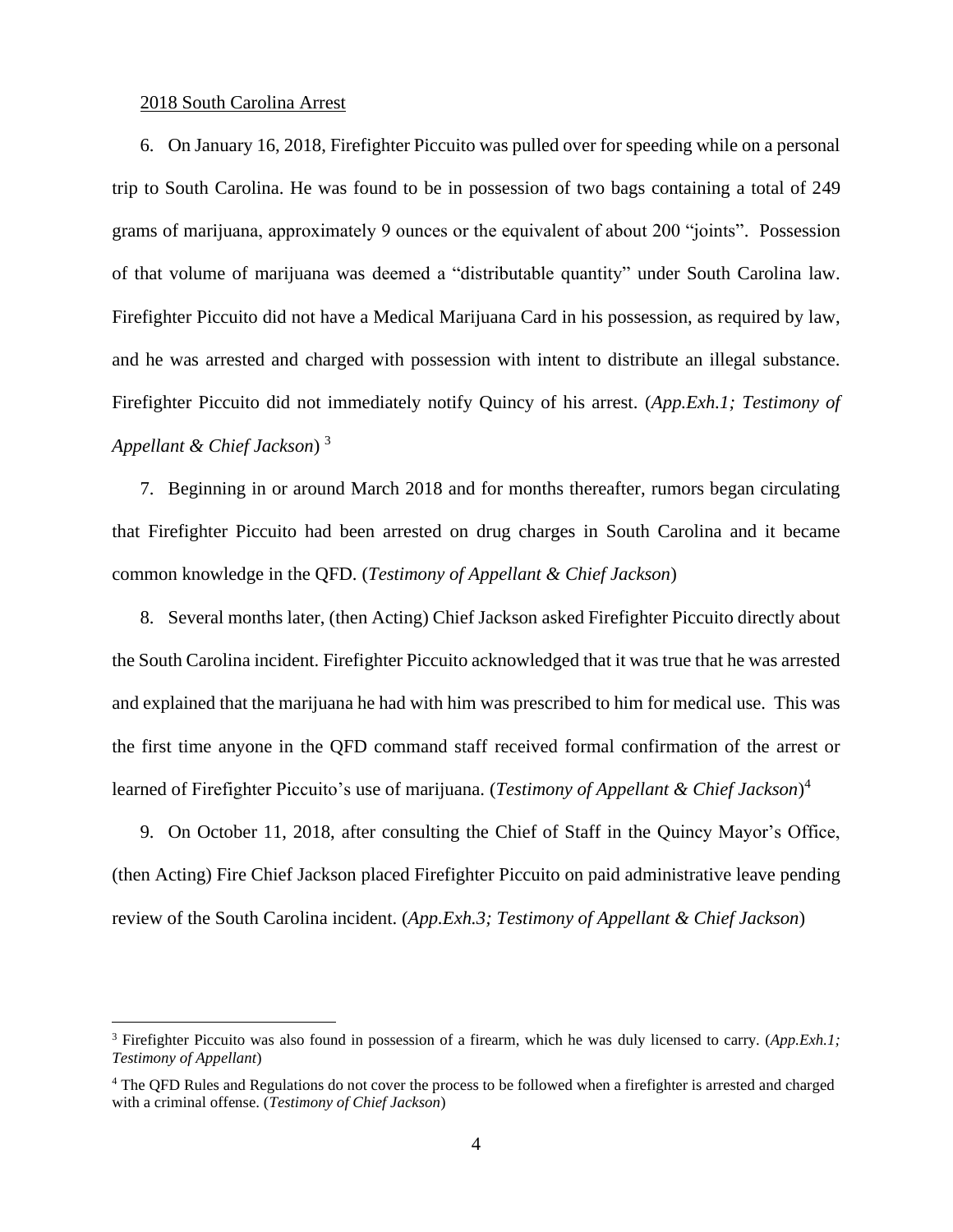2018 South Carolina Arrest

6. On January 16, 2018, Firefighter Piccuito was pulled over for speeding while on a personal trip to South Carolina. He was found to be in possession of two bags containing a total of 249 grams of marijuana, approximately 9 ounces or the equivalent of about 200 "joints". Possession of that volume of marijuana was deemed a "distributable quantity" under South Carolina law. Firefighter Piccuito did not have a Medical Marijuana Card in his possession, as required by law, and he was arrested and charged with possession with intent to distribute an illegal substance. Firefighter Piccuito did not immediately notify Quincy of his arrest. (*App.Exh.1; Testimony of Appellant & Chief Jackson*) [3]

7. Beginning in or around March 2018 and for months thereafter, rumors began circulating that Firefighter Piccuito had been arrested on drug charges in South Carolina and it became common knowledge in the QFD. (*Testimony of Appellant & Chief Jackson*)

8. Several months later, (then Acting) Chief Jackson asked Firefighter Piccuito directly about the South Carolina incident. Firefighter Piccuito acknowledged that it was true that he was arrested and explained that the marijuana he had with him was prescribed to him for medical use. This was the first time anyone in the QFD command staff received formal confirmation of the arrest or learned of Firefighter Piccuito's use of marijuana. (*Testimony of Appellant & Chief Jackson*)[4]

9. On October 11, 2018, after consulting the Chief of Staff in the Quincy Mayor's Office, (then Acting) Fire Chief Jackson placed Firefighter Piccuito on paid administrative leave pending review of the South Carolina incident. (*App.Exh.3; Testimony of Appellant & Chief Jackson*)

---

[3] Firefighter Piccuito was also found in possession of a firearm, which he was duly licensed to carry. (*App.Exh.1; Testimony of Appellant*)

[4] The QFD Rules and Regulations do not cover the process to be followed when a firefighter is arrested and charged with a criminal offense. (*Testimony of Chief Jackson*)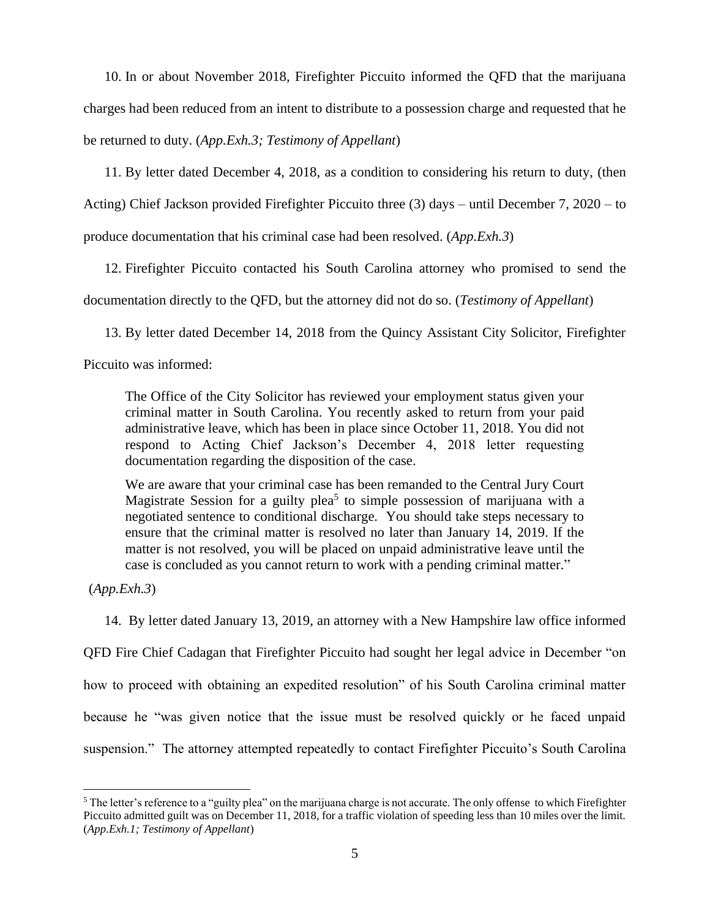10. In or about November 2018, Firefighter Piccuito informed the QFD that the marijuana charges had been reduced from an intent to distribute to a possession charge and requested that he be returned to duty. (*App.Exh.3; Testimony of Appellant*)

11. By letter dated December 4, 2018, as a condition to considering his return to duty, (then Acting) Chief Jackson provided Firefighter Piccuito three (3) days – until December 7, 2020 – to produce documentation that his criminal case had been resolved. (*App.Exh.3*)

12. Firefighter Piccuito contacted his South Carolina attorney who promised to send the documentation directly to the QFD, but the attorney did not do so. (*Testimony of Appellant*)

13. By letter dated December 14, 2018 from the Quincy Assistant City Solicitor, Firefighter Piccuito was informed:

> The Office of the City Solicitor has reviewed your employment status given your criminal matter in South Carolina. You recently asked to return from your paid administrative leave, which has been in place since October 11, 2018. You did not respond to Acting Chief Jackson's December 4, 2018 letter requesting documentation regarding the disposition of the case.
>
> We are aware that your criminal case has been remanded to the Central Jury Court Magistrate Session for a guilty plea[5] to simple possession of marijuana with a negotiated sentence to conditional discharge. You should take steps necessary to ensure that the criminal matter is resolved no later than January 14, 2019. If the matter is not resolved, you will be placed on unpaid administrative leave until the case is concluded as you cannot return to work with a pending criminal matter."

(*App.Exh.3*)

14. By letter dated January 13, 2019, an attorney with a New Hampshire law office informed QFD Fire Chief Cadagan that Firefighter Piccuito had sought her legal advice in December "on how to proceed with obtaining an expedited resolution" of his South Carolina criminal matter because he "was given notice that the issue must be resolved quickly or he faced unpaid suspension." The attorney attempted repeatedly to contact Firefighter Piccuito's South Carolina

---

[5] The letter's reference to a "guilty plea" on the marijuana charge is not accurate. The only offense to which Firefighter Piccuito admitted guilt was on December 11, 2018, for a traffic violation of speeding less than 10 miles over the limit. (*App.Exh.1; Testimony of Appellant*)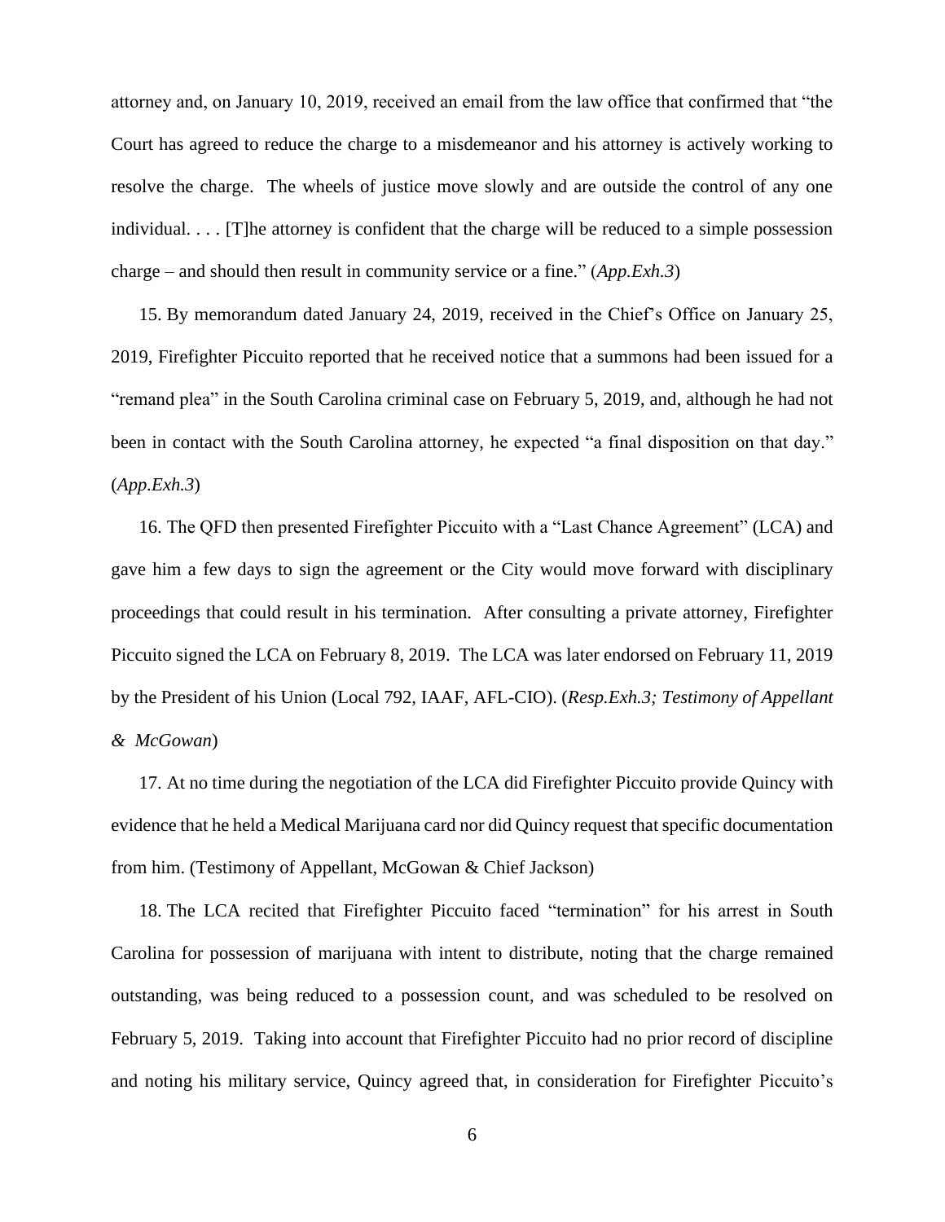attorney and, on January 10, 2019, received an email from the law office that confirmed that "the Court has agreed to reduce the charge to a misdemeanor and his attorney is actively working to resolve the charge. The wheels of justice move slowly and are outside the control of any one individual. . . . [T]he attorney is confident that the charge will be reduced to a simple possession charge – and should then result in community service or a fine." (*App.Exh.3*)

15. By memorandum dated January 24, 2019, received in the Chief's Office on January 25, 2019, Firefighter Piccuito reported that he received notice that a summons had been issued for a "remand plea" in the South Carolina criminal case on February 5, 2019, and, although he had not been in contact with the South Carolina attorney, he expected "a final disposition on that day." (*App.Exh.3*)

16. The QFD then presented Firefighter Piccuito with a "Last Chance Agreement" (LCA) and gave him a few days to sign the agreement or the City would move forward with disciplinary proceedings that could result in his termination. After consulting a private attorney, Firefighter Piccuito signed the LCA on February 8, 2019. The LCA was later endorsed on February 11, 2019 by the President of his Union (Local 792, IAAF, AFL-CIO). (*Resp.Exh.3; Testimony of Appellant & McGowan*)

17. At no time during the negotiation of the LCA did Firefighter Piccuito provide Quincy with evidence that he held a Medical Marijuana card nor did Quincy request that specific documentation from him. (Testimony of Appellant, McGowan & Chief Jackson)

18. The LCA recited that Firefighter Piccuito faced "termination" for his arrest in South Carolina for possession of marijuana with intent to distribute, noting that the charge remained outstanding, was being reduced to a possession count, and was scheduled to be resolved on February 5, 2019. Taking into account that Firefighter Piccuito had no prior record of discipline and noting his military service, Quincy agreed that, in consideration for Firefighter Piccuito's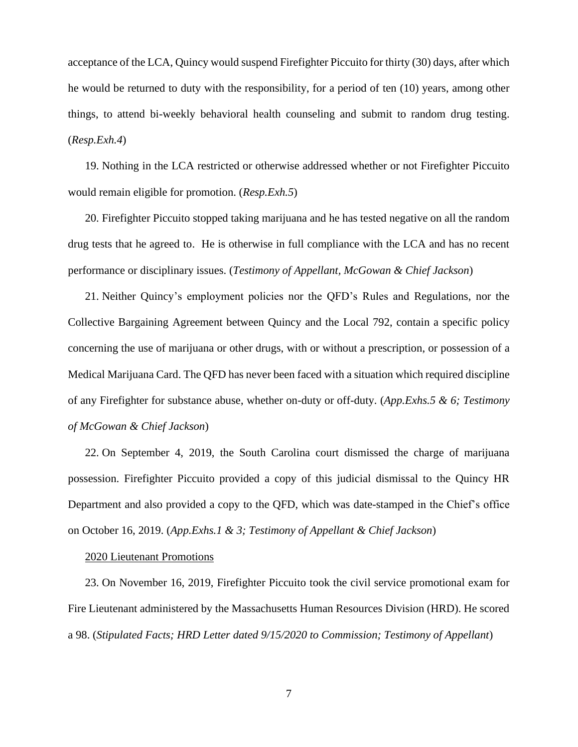acceptance of the LCA, Quincy would suspend Firefighter Piccuito for thirty (30) days, after which he would be returned to duty with the responsibility, for a period of ten (10) years, among other things, to attend bi-weekly behavioral health counseling and submit to random drug testing. (*Resp.Exh.4*)

19. Nothing in the LCA restricted or otherwise addressed whether or not Firefighter Piccuito would remain eligible for promotion. (*Resp.Exh.5*)

20. Firefighter Piccuito stopped taking marijuana and he has tested negative on all the random drug tests that he agreed to. He is otherwise in full compliance with the LCA and has no recent performance or disciplinary issues. (*Testimony of Appellant, McGowan & Chief Jackson*)

21. Neither Quincy's employment policies nor the QFD's Rules and Regulations, nor the Collective Bargaining Agreement between Quincy and the Local 792, contain a specific policy concerning the use of marijuana or other drugs, with or without a prescription, or possession of a Medical Marijuana Card. The QFD has never been faced with a situation which required discipline of any Firefighter for substance abuse, whether on-duty or off-duty. (*App.Exhs.5 & 6; Testimony of McGowan & Chief Jackson*)

22. On September 4, 2019, the South Carolina court dismissed the charge of marijuana possession. Firefighter Piccuito provided a copy of this judicial dismissal to the Quincy HR Department and also provided a copy to the QFD, which was date-stamped in the Chief's office on October 16, 2019. (*App.Exhs.1 & 3; Testimony of Appellant & Chief Jackson*)

<u>2020 Lieutenant Promotions</u>

23. On November 16, 2019, Firefighter Piccuito took the civil service promotional exam for Fire Lieutenant administered by the Massachusetts Human Resources Division (HRD). He scored a 98. (*Stipulated Facts; HRD Letter dated 9/15/2020 to Commission; Testimony of Appellant*)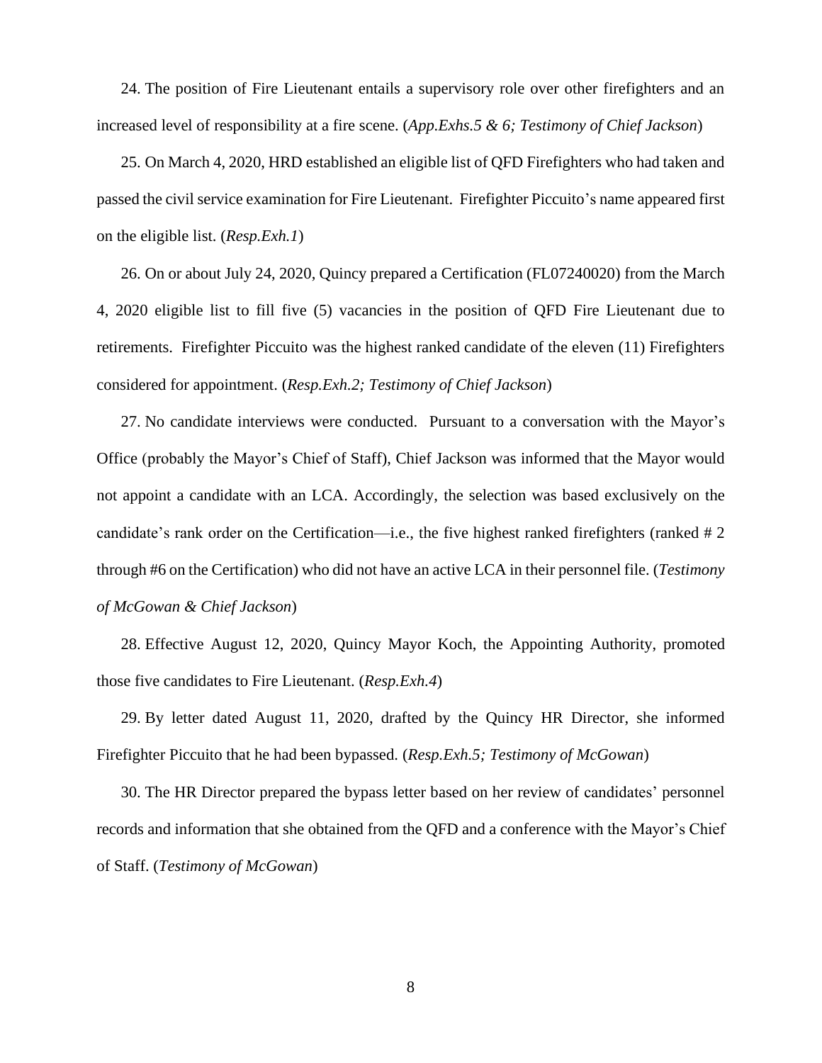24. The position of Fire Lieutenant entails a supervisory role over other firefighters and an increased level of responsibility at a fire scene. (*App.Exhs.5 & 6; Testimony of Chief Jackson*)

25. On March 4, 2020, HRD established an eligible list of QFD Firefighters who had taken and passed the civil service examination for Fire Lieutenant. Firefighter Piccuito's name appeared first on the eligible list. (*Resp.Exh.1*)

26. On or about July 24, 2020, Quincy prepared a Certification (FL07240020) from the March 4, 2020 eligible list to fill five (5) vacancies in the position of QFD Fire Lieutenant due to retirements. Firefighter Piccuito was the highest ranked candidate of the eleven (11) Firefighters considered for appointment. (*Resp.Exh.2; Testimony of Chief Jackson*)

27. No candidate interviews were conducted. Pursuant to a conversation with the Mayor's Office (probably the Mayor's Chief of Staff), Chief Jackson was informed that the Mayor would not appoint a candidate with an LCA. Accordingly, the selection was based exclusively on the candidate's rank order on the Certification—i.e., the five highest ranked firefighters (ranked # 2 through #6 on the Certification) who did not have an active LCA in their personnel file. (*Testimony of McGowan & Chief Jackson*)

28. Effective August 12, 2020, Quincy Mayor Koch, the Appointing Authority, promoted those five candidates to Fire Lieutenant. (*Resp.Exh.4*)

29. By letter dated August 11, 2020, drafted by the Quincy HR Director, she informed Firefighter Piccuito that he had been bypassed. (*Resp.Exh.5; Testimony of McGowan*)

30. The HR Director prepared the bypass letter based on her review of candidates' personnel records and information that she obtained from the QFD and a conference with the Mayor's Chief of Staff. (*Testimony of McGowan*)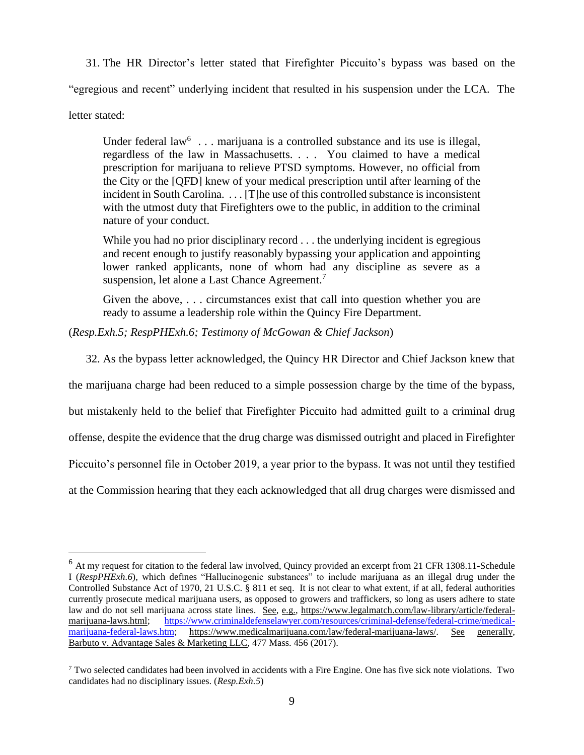31. The HR Director's letter stated that Firefighter Piccuito's bypass was based on the "egregious and recent" underlying incident that resulted in his suspension under the LCA. The letter stated:

> Under federal law[6] . . . marijuana is a controlled substance and its use is illegal, regardless of the law in Massachusetts. . . . You claimed to have a medical prescription for marijuana to relieve PTSD symptoms. However, no official from the City or the [QFD] knew of your medical prescription until after learning of the incident in South Carolina. . . . [T]he use of this controlled substance is inconsistent with the utmost duty that Firefighters owe to the public, in addition to the criminal nature of your conduct.
>
> While you had no prior disciplinary record . . . the underlying incident is egregious and recent enough to justify reasonably bypassing your application and appointing lower ranked applicants, none of whom had any discipline as severe as a suspension, let alone a Last Chance Agreement.[7]
>
> Given the above, . . . circumstances exist that call into question whether you are ready to assume a leadership role within the Quincy Fire Department.

(*Resp.Exh.5; RespPHExh.6; Testimony of McGowan & Chief Jackson*)

32. As the bypass letter acknowledged, the Quincy HR Director and Chief Jackson knew that the marijuana charge had been reduced to a simple possession charge by the time of the bypass, but mistakenly held to the belief that Firefighter Piccuito had admitted guilt to a criminal drug offense, despite the evidence that the drug charge was dismissed outright and placed in Firefighter Piccuito's personnel file in October 2019, a year prior to the bypass. It was not until they testified at the Commission hearing that they each acknowledged that all drug charges were dismissed and

---

[6] At my request for citation to the federal law involved, Quincy provided an excerpt from 21 CFR 1308.11-Schedule I (*RespPHExh.6*), which defines "Hallucinogenic substances" to include marijuana as an illegal drug under the Controlled Substance Act of 1970, 21 U.S.C. § 811 et seq. It is not clear to what extent, if at all, federal authorities currently prosecute medical marijuana users, as opposed to growers and traffickers, so long as users adhere to state law and do not sell marijuana across state lines. See, e.g., https://www.legalmatch.com/law-library/article/federal-marijuana-laws.html; https://www.criminaldefenselawyer.com/resources/criminal-defense/federal-crime/medical-marijuana-federal-laws.htm; https://www.medicalmarijuana.com/law/federal-marijuana-laws/. See generally, Barbuto v. Advantage Sales & Marketing LLC, 477 Mass. 456 (2017).

[7] Two selected candidates had been involved in accidents with a Fire Engine. One has five sick note violations. Two candidates had no disciplinary issues. (*Resp.Exh.5*)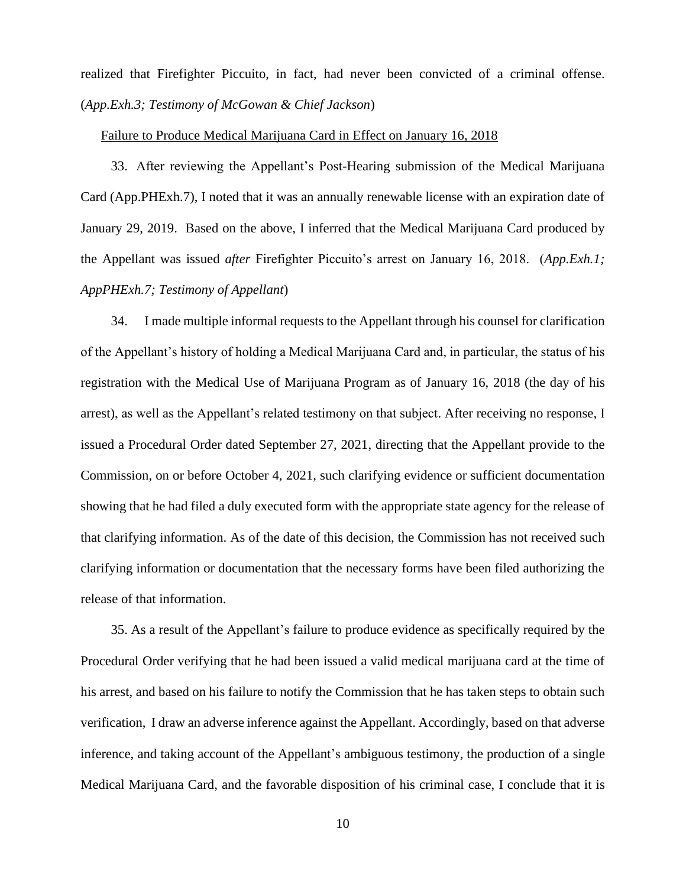realized that Firefighter Piccuito, in fact, had never been convicted of a criminal offense. (*App.Exh.3; Testimony of McGowan & Chief Jackson*)

Failure to Produce Medical Marijuana Card in Effect on January 16, 2018

33. After reviewing the Appellant's Post-Hearing submission of the Medical Marijuana Card (App.PHExh.7), I noted that it was an annually renewable license with an expiration date of January 29, 2019. Based on the above, I inferred that the Medical Marijuana Card produced by the Appellant was issued *after* Firefighter Piccuito's arrest on January 16, 2018. (*App.Exh.1; AppPHExh.7; Testimony of Appellant*)

34. I made multiple informal requests to the Appellant through his counsel for clarification of the Appellant's history of holding a Medical Marijuana Card and, in particular, the status of his registration with the Medical Use of Marijuana Program as of January 16, 2018 (the day of his arrest), as well as the Appellant's related testimony on that subject. After receiving no response, I issued a Procedural Order dated September 27, 2021, directing that the Appellant provide to the Commission, on or before October 4, 2021, such clarifying evidence or sufficient documentation showing that he had filed a duly executed form with the appropriate state agency for the release of that clarifying information. As of the date of this decision, the Commission has not received such clarifying information or documentation that the necessary forms have been filed authorizing the release of that information.

35. As a result of the Appellant's failure to produce evidence as specifically required by the Procedural Order verifying that he had been issued a valid medical marijuana card at the time of his arrest, and based on his failure to notify the Commission that he has taken steps to obtain such verification, I draw an adverse inference against the Appellant. Accordingly, based on that adverse inference, and taking account of the Appellant's ambiguous testimony, the production of a single Medical Marijuana Card, and the favorable disposition of his criminal case, I conclude that it is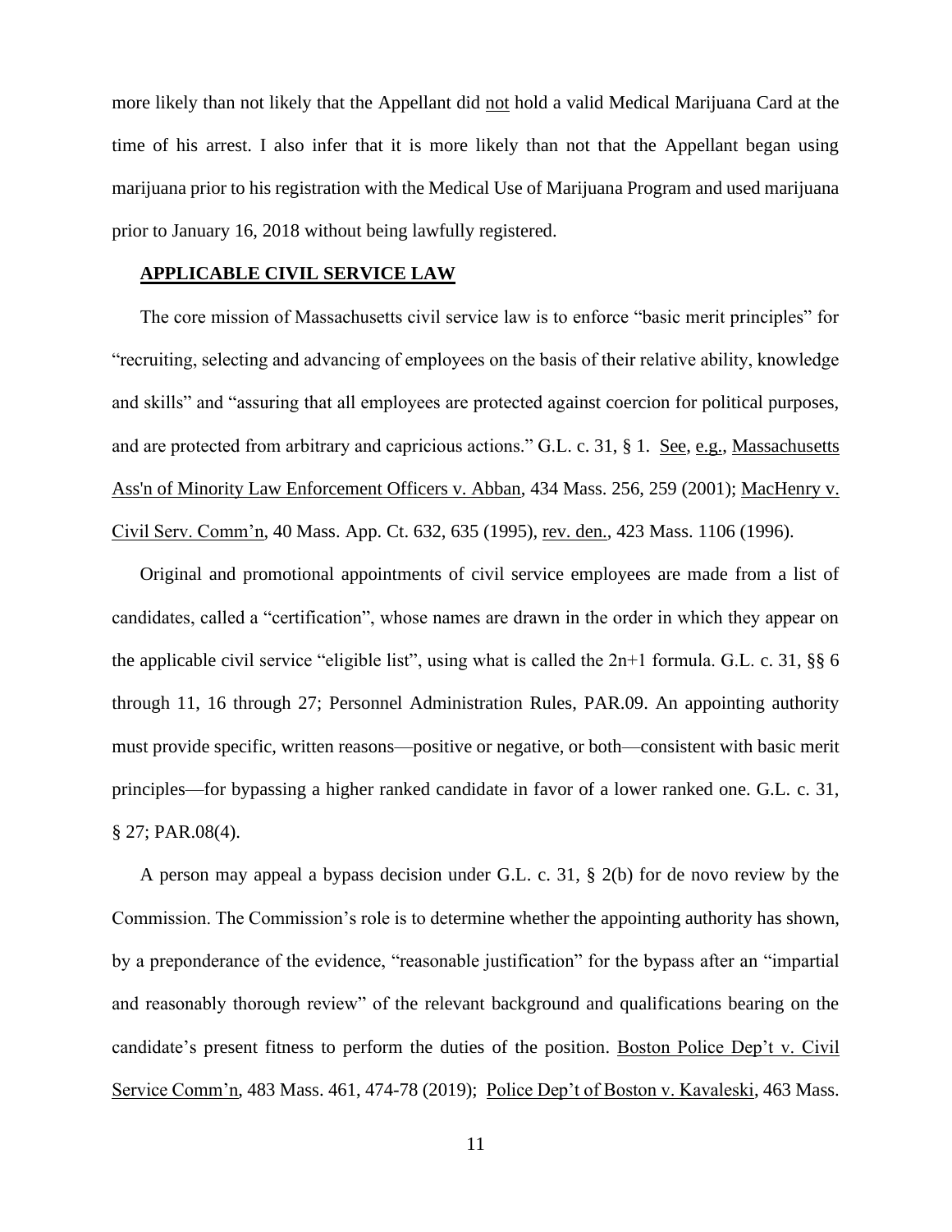more likely than not likely that the Appellant did not hold a valid Medical Marijuana Card at the time of his arrest. I also infer that it is more likely than not that the Appellant began using marijuana prior to his registration with the Medical Use of Marijuana Program and used marijuana prior to January 16, 2018 without being lawfully registered.

## APPLICABLE CIVIL SERVICE LAW

The core mission of Massachusetts civil service law is to enforce "basic merit principles" for "recruiting, selecting and advancing of employees on the basis of their relative ability, knowledge and skills" and "assuring that all employees are protected against coercion for political purposes, and are protected from arbitrary and capricious actions." G.L. c. 31, § 1. See, e.g., Massachusetts Ass'n of Minority Law Enforcement Officers v. Abban, 434 Mass. 256, 259 (2001); MacHenry v. Civil Serv. Comm'n, 40 Mass. App. Ct. 632, 635 (1995), rev. den., 423 Mass. 1106 (1996).

Original and promotional appointments of civil service employees are made from a list of candidates, called a "certification", whose names are drawn in the order in which they appear on the applicable civil service "eligible list", using what is called the 2n+1 formula. G.L. c. 31, §§ 6 through 11, 16 through 27; Personnel Administration Rules, PAR.09. An appointing authority must provide specific, written reasons—positive or negative, or both—consistent with basic merit principles—for bypassing a higher ranked candidate in favor of a lower ranked one. G.L. c. 31, § 27; PAR.08(4).

A person may appeal a bypass decision under G.L. c. 31, § 2(b) for de novo review by the Commission. The Commission's role is to determine whether the appointing authority has shown, by a preponderance of the evidence, "reasonable justification" for the bypass after an "impartial and reasonably thorough review" of the relevant background and qualifications bearing on the candidate's present fitness to perform the duties of the position. Boston Police Dep't v. Civil Service Comm'n, 483 Mass. 461, 474-78 (2019); Police Dep't of Boston v. Kavaleski, 463 Mass.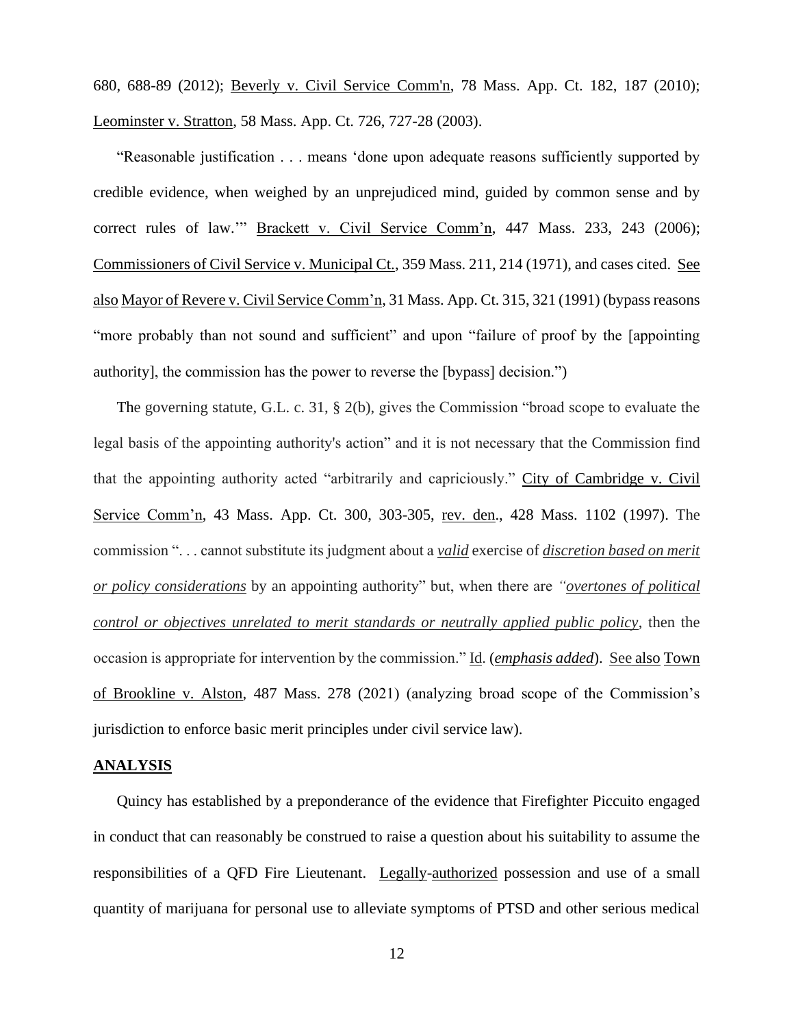680, 688-89 (2012); Beverly v. Civil Service Comm'n, 78 Mass. App. Ct. 182, 187 (2010); Leominster v. Stratton, 58 Mass. App. Ct. 726, 727-28 (2003).

"Reasonable justification . . . means 'done upon adequate reasons sufficiently supported by credible evidence, when weighed by an unprejudiced mind, guided by common sense and by correct rules of law.'" Brackett v. Civil Service Comm'n, 447 Mass. 233, 243 (2006); Commissioners of Civil Service v. Municipal Ct., 359 Mass. 211, 214 (1971), and cases cited. See also Mayor of Revere v. Civil Service Comm'n, 31 Mass. App. Ct. 315, 321 (1991) (bypass reasons "more probably than not sound and sufficient" and upon "failure of proof by the [appointing authority], the commission has the power to reverse the [bypass] decision.")

The governing statute, G.L. c. 31, § 2(b), gives the Commission "broad scope to evaluate the legal basis of the appointing authority's action" and it is not necessary that the Commission find that the appointing authority acted "arbitrarily and capriciously." City of Cambridge v. Civil Service Comm'n, 43 Mass. App. Ct. 300, 303-305, rev. den., 428 Mass. 1102 (1997). The commission ". . . cannot substitute its judgment about a ***valid*** exercise of ***discretion based on merit or policy considerations*** by an appointing authority" but, when there are *"overtones of political control or objectives unrelated to merit standards or neutrally applied public policy*, then the occasion is appropriate for intervention by the commission." Id. (***emphasis added***). See also Town of Brookline v. Alston, 487 Mass. 278 (2021) (analyzing broad scope of the Commission's jurisdiction to enforce basic merit principles under civil service law).

## ANALYSIS

Quincy has established by a preponderance of the evidence that Firefighter Piccuito engaged in conduct that can reasonably be construed to raise a question about his suitability to assume the responsibilities of a QFD Fire Lieutenant. Legally-authorized possession and use of a small quantity of marijuana for personal use to alleviate symptoms of PTSD and other serious medical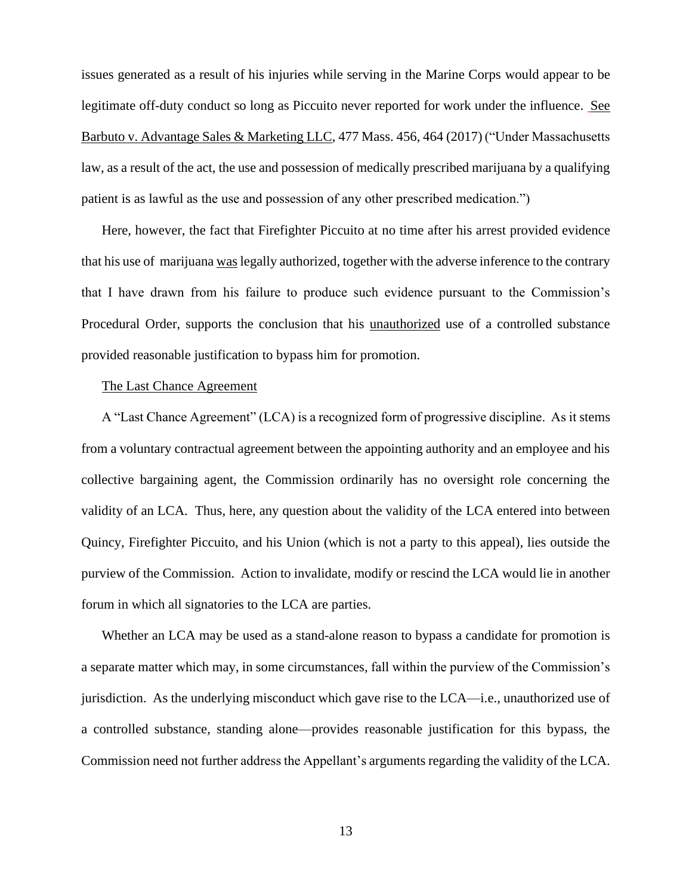issues generated as a result of his injuries while serving in the Marine Corps would appear to be legitimate off-duty conduct so long as Piccuito never reported for work under the influence. See Barbuto v. Advantage Sales & Marketing LLC, 477 Mass. 456, 464 (2017) ("Under Massachusetts law, as a result of the act, the use and possession of medically prescribed marijuana by a qualifying patient is as lawful as the use and possession of any other prescribed medication.")

Here, however, the fact that Firefighter Piccuito at no time after his arrest provided evidence that his use of marijuana was legally authorized, together with the adverse inference to the contrary that I have drawn from his failure to produce such evidence pursuant to the Commission's Procedural Order, supports the conclusion that his unauthorized use of a controlled substance provided reasonable justification to bypass him for promotion.

The Last Chance Agreement

A "Last Chance Agreement" (LCA) is a recognized form of progressive discipline. As it stems from a voluntary contractual agreement between the appointing authority and an employee and his collective bargaining agent, the Commission ordinarily has no oversight role concerning the validity of an LCA. Thus, here, any question about the validity of the LCA entered into between Quincy, Firefighter Piccuito, and his Union (which is not a party to this appeal), lies outside the purview of the Commission. Action to invalidate, modify or rescind the LCA would lie in another forum in which all signatories to the LCA are parties.

Whether an LCA may be used as a stand-alone reason to bypass a candidate for promotion is a separate matter which may, in some circumstances, fall within the purview of the Commission's jurisdiction. As the underlying misconduct which gave rise to the LCA—i.e., unauthorized use of a controlled substance, standing alone—provides reasonable justification for this bypass, the Commission need not further address the Appellant's arguments regarding the validity of the LCA.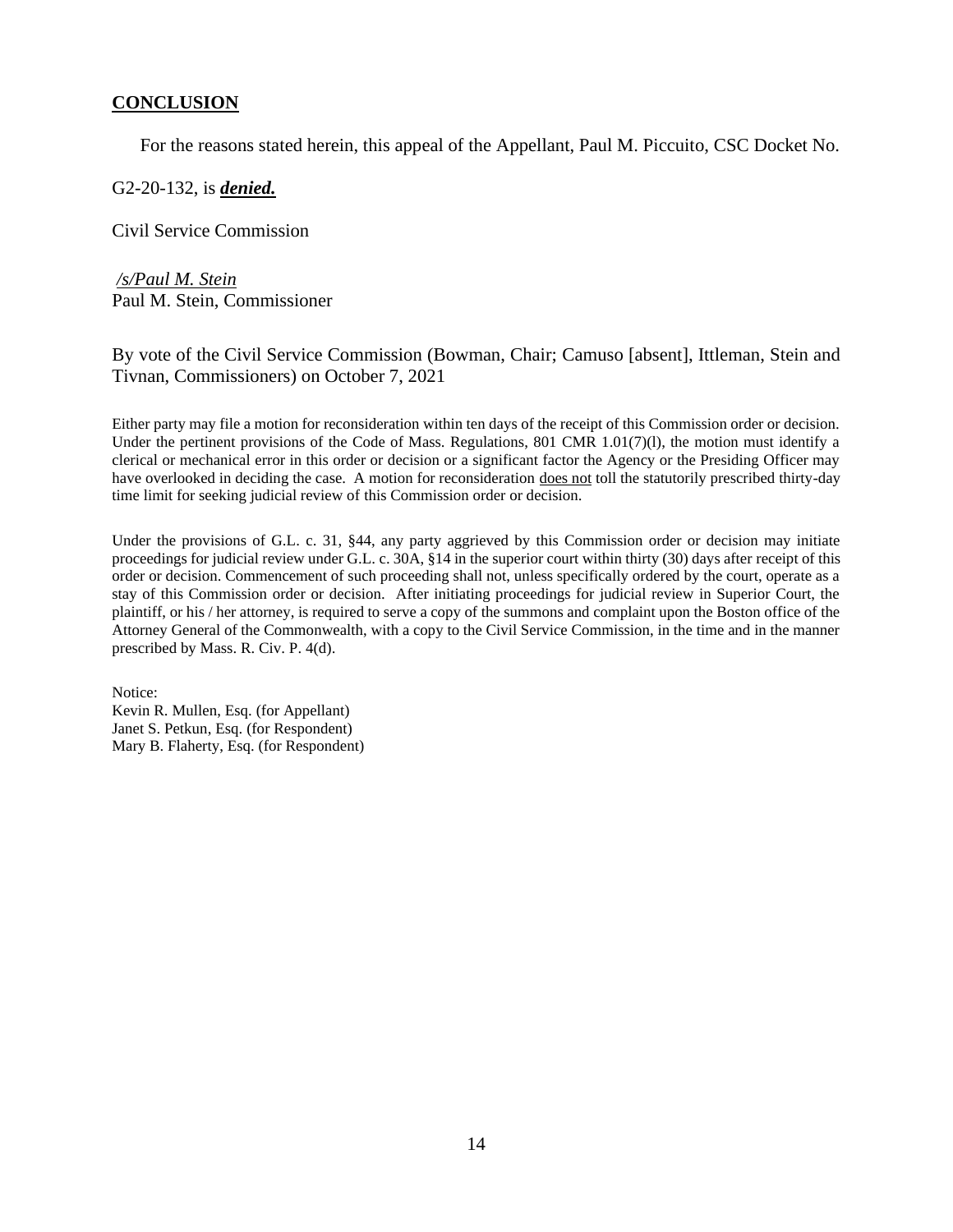## **CONCLUSION**

For the reasons stated herein, this appeal of the Appellant, Paul M. Piccuito, CSC Docket No. G2-20-132, is ***denied.***

Civil Service Commission

*/s/Paul M. Stein*
Paul M. Stein, Commissioner

By vote of the Civil Service Commission (Bowman, Chair; Camuso [absent], Ittleman, Stein and Tivnan, Commissioners) on October 7, 2021

Either party may file a motion for reconsideration within ten days of the receipt of this Commission order or decision. Under the pertinent provisions of the Code of Mass. Regulations, 801 CMR 1.01(7)(l), the motion must identify a clerical or mechanical error in this order or decision or a significant factor the Agency or the Presiding Officer may have overlooked in deciding the case. A motion for reconsideration does not toll the statutorily prescribed thirty-day time limit for seeking judicial review of this Commission order or decision.

Under the provisions of G.L. c. 31, §44, any party aggrieved by this Commission order or decision may initiate proceedings for judicial review under G.L. c. 30A, §14 in the superior court within thirty (30) days after receipt of this order or decision. Commencement of such proceeding shall not, unless specifically ordered by the court, operate as a stay of this Commission order or decision. After initiating proceedings for judicial review in Superior Court, the plaintiff, or his / her attorney, is required to serve a copy of the summons and complaint upon the Boston office of the Attorney General of the Commonwealth, with a copy to the Civil Service Commission, in the time and in the manner prescribed by Mass. R. Civ. P. 4(d).

Notice:
Kevin R. Mullen, Esq. (for Appellant)
Janet S. Petkun, Esq. (for Respondent)
Mary B. Flaherty, Esq. (for Respondent)